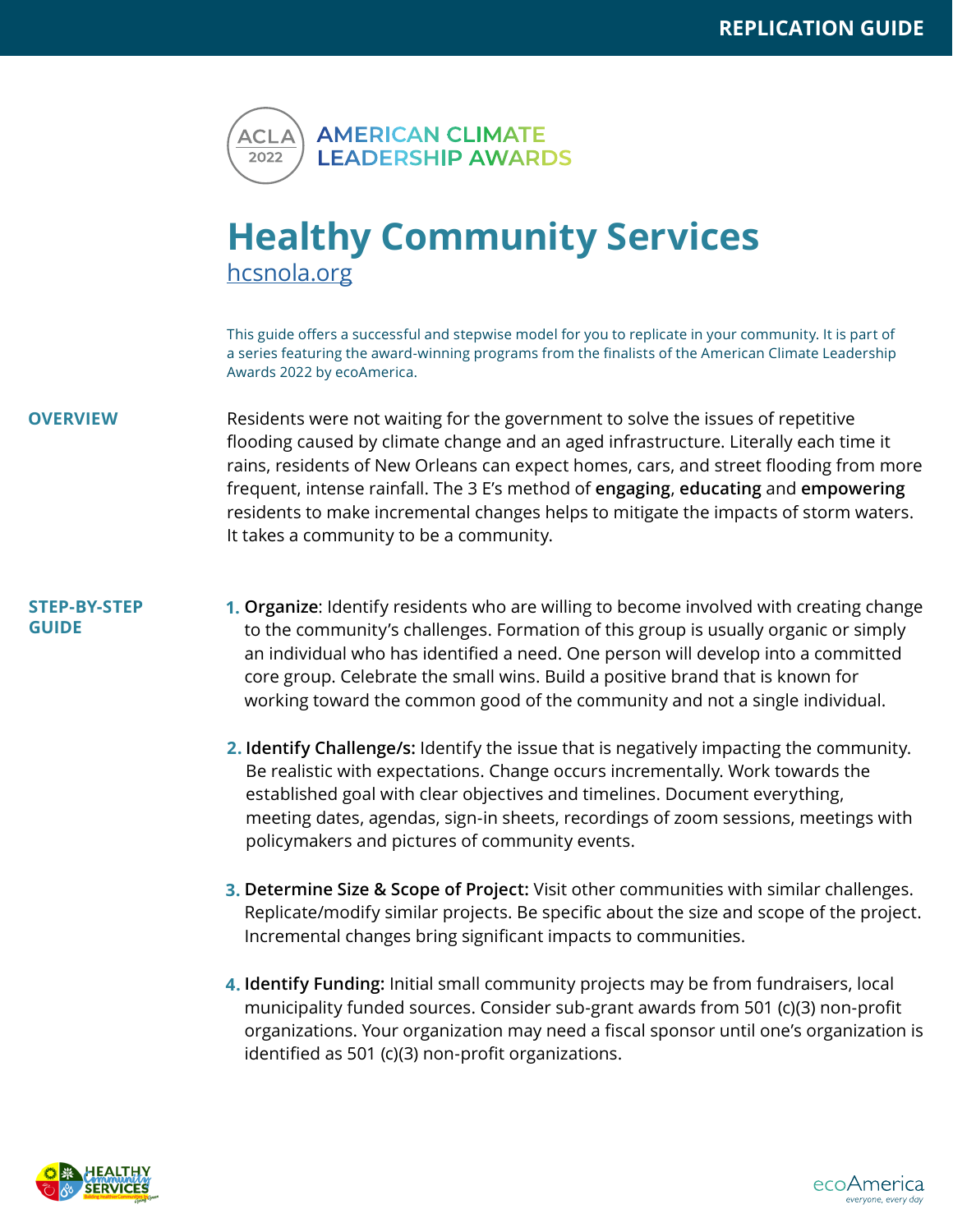REPLICATION GUIDE

ACLA 2022 — AMERICAN CLIMATE LEADERSHIP AWARDS

# Healthy Community Services

[hcsnola.org](hcsnola.org)

This guide offers a successful and stepwise model for you to replicate in your community. It is part of a series featuring the award-winning programs from the finalists of the American Climate Leadership Awards 2022 by ecoAmerica.

## OVERVIEW

Residents were not waiting for the government to solve the issues of repetitive flooding caused by climate change and an aged infrastructure. Literally each time it rains, residents of New Orleans can expect homes, cars, and street flooding from more frequent, intense rainfall. The 3 E's method of **engaging**, **educating** and **empowering** residents to make incremental changes helps to mitigate the impacts of storm waters. It takes a community to be a community.

## STEP-BY-STEP GUIDE

1. **Organize**: Identify residents who are willing to become involved with creating change to the community's challenges. Formation of this group is usually organic or simply an individual who has identified a need. One person will develop into a committed core group. Celebrate the small wins. Build a positive brand that is known for working toward the common good of the community and not a single individual.

2. **Identify Challenge/s:** Identify the issue that is negatively impacting the community. Be realistic with expectations. Change occurs incrementally. Work towards the established goal with clear objectives and timelines. Document everything, meeting dates, agendas, sign-in sheets, recordings of zoom sessions, meetings with policymakers and pictures of community events.

3. **Determine Size & Scope of Project:** Visit other communities with similar challenges. Replicate/modify similar projects. Be specific about the size and scope of the project. Incremental changes bring significant impacts to communities.

4. **Identify Funding:** Initial small community projects may be from fundraisers, local municipality funded sources. Consider sub-grant awards from 501 (c)(3) non-profit organizations. Your organization may need a fiscal sponsor until one's organization is identified as 501 (c)(3) non-profit organizations.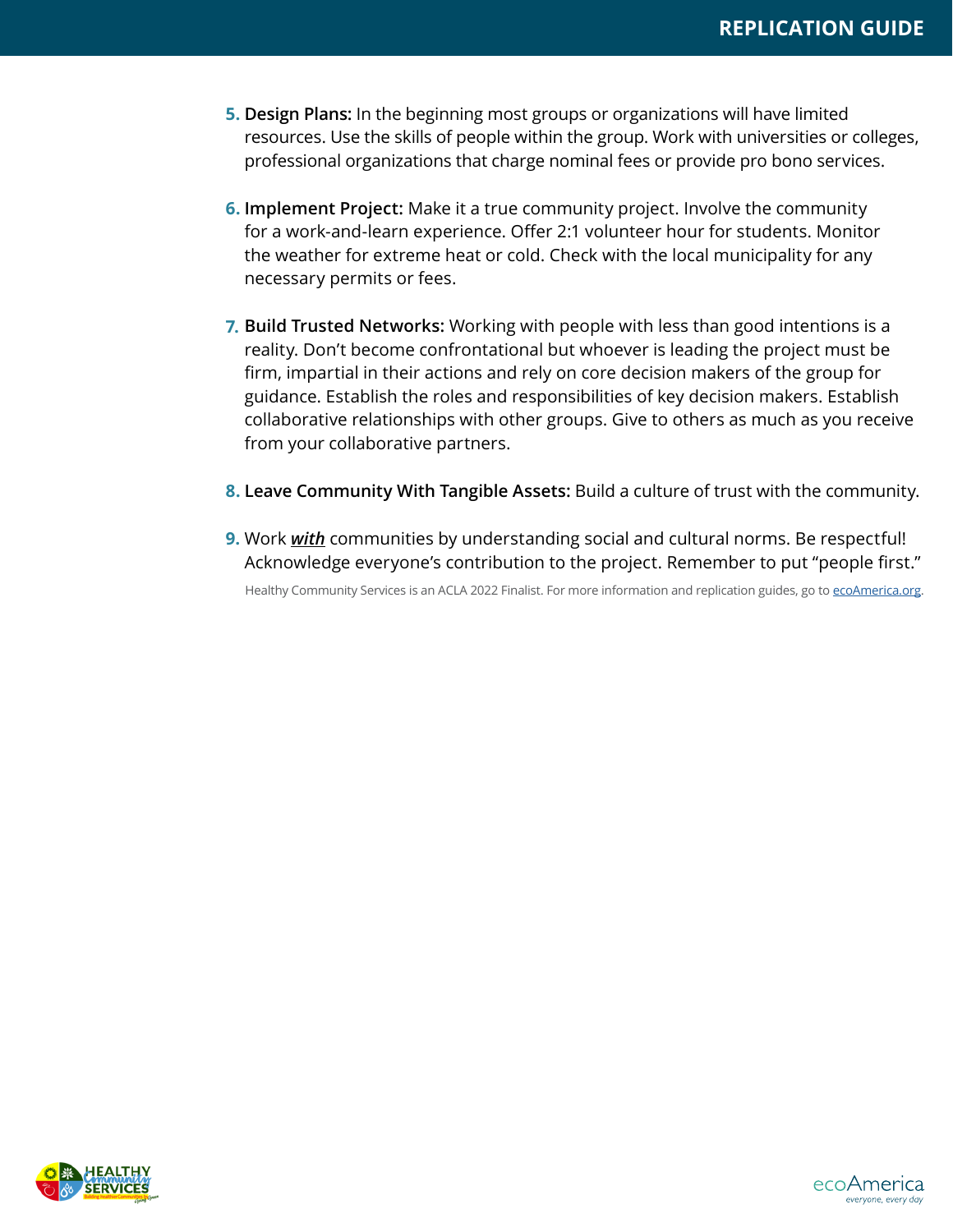5. **Design Plans:** In the beginning most groups or organizations will have limited resources. Use the skills of people within the group. Work with universities or colleges, professional organizations that charge nominal fees or provide pro bono services.

6. **Implement Project:** Make it a true community project. Involve the community for a work-and-learn experience. Offer 2:1 volunteer hour for students. Monitor the weather for extreme heat or cold. Check with the local municipality for any necessary permits or fees.

7. **Build Trusted Networks:** Working with people with less than good intentions is a reality. Don't become confrontational but whoever is leading the project must be firm, impartial in their actions and rely on core decision makers of the group for guidance. Establish the roles and responsibilities of key decision makers. Establish collaborative relationships with other groups. Give to others as much as you receive from your collaborative partners.

8. **Leave Community With Tangible Assets:** Build a culture of trust with the community.

9. Work ***with*** communities by understanding social and cultural norms. Be respectful! Acknowledge everyone's contribution to the project. Remember to put "people first."

Healthy Community Services is an ACLA 2022 Finalist. For more information and replication guides, go to [ecoAmerica.org](https://ecoAmerica.org).